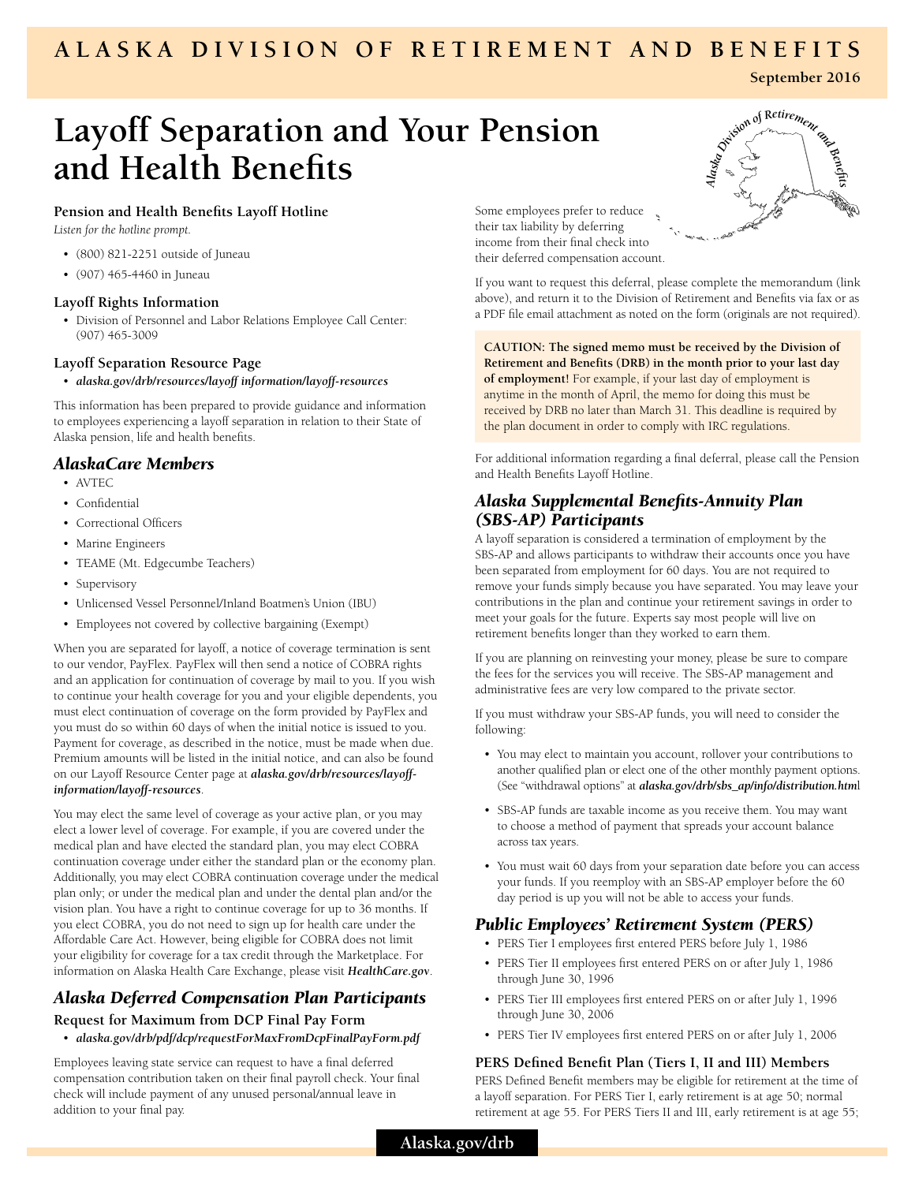# ALASKA DIVISION OF RETIREMENT AND BENEFITS

September 2016

# Layoff Separation and Your Pension and Health Benefits

### Pension and Health Benefits Layoff Hotline

*Listen for the hotline prompt.*

- (800) 821-2251 outside of Juneau
- (907) 465-4460 in Juneau

### Layoff Rights Information

- Division of Personnel and Labor Relations Employee Call Center: (907) 465-3009

### Layoff Separation Resource Page

- ***alaska.gov/drb/resources/layoff information/layoff-resources***

This information has been prepared to provide guidance and information to employees experiencing a layoff separation in relation to their State of Alaska pension, life and health benefits.

## *AlaskaCare Members*

- AVTEC
- Confidential
- Correctional Officers
- Marine Engineers
- TEAME (Mt. Edgecumbe Teachers)
- Supervisory
- Unlicensed Vessel Personnel/Inland Boatmen's Union (IBU)
- Employees not covered by collective bargaining (Exempt)

When you are separated for layoff, a notice of coverage termination is sent to our vendor, PayFlex. PayFlex will then send a notice of COBRA rights and an application for continuation of coverage by mail to you. If you wish to continue your health coverage for you and your eligible dependents, you must elect continuation of coverage on the form provided by PayFlex and you must do so within 60 days of when the initial notice is issued to you. Payment for coverage, as described in the notice, must be made when due. Premium amounts will be listed in the initial notice, and can also be found on our Layoff Resource Center page at ***alaska.gov/drb/resources/layoff-information/layoff-resources***.

You may elect the same level of coverage as your active plan, or you may elect a lower level of coverage. For example, if you are covered under the medical plan and have elected the standard plan, you may elect COBRA continuation coverage under either the standard plan or the economy plan. Additionally, you may elect COBRA continuation coverage under the medical plan only; or under the medical plan and under the dental plan and/or the vision plan. You have a right to continue coverage for up to 36 months. If you elect COBRA, you do not need to sign up for health care under the Affordable Care Act. However, being eligible for COBRA does not limit your eligibility for coverage for a tax credit through the Marketplace. For information on Alaska Health Care Exchange, please visit ***HealthCare.gov***.

## *Alaska Deferred Compensation Plan Participants*

### Request for Maximum from DCP Final Pay Form

- ***alaska.gov/drb/pdf/dcp/requestForMaxFromDcpFinalPayForm.pdf***

Employees leaving state service can request to have a final deferred compensation contribution taken on their final payroll check. Your final check will include payment of any unused personal/annual leave in addition to your final pay.

Some employees prefer to reduce their tax liability by deferring income from their final check into their deferred compensation account.

If you want to request this deferral, please complete the memorandum (link above), and return it to the Division of Retirement and Benefits via fax or as a PDF file email attachment as noted on the form (originals are not required).

**CAUTION: The signed memo must be received by the Division of Retirement and Benefits (DRB) in the month prior to your last day of employment!** For example, if your last day of employment is anytime in the month of April, the memo for doing this must be received by DRB no later than March 31. This deadline is required by the plan document in order to comply with IRC regulations.

For additional information regarding a final deferral, please call the Pension and Health Benefits Layoff Hotline.

## *Alaska Supplemental Benefits-Annuity Plan (SBS-AP) Participants*

A layoff separation is considered a termination of employment by the SBS-AP and allows participants to withdraw their accounts once you have been separated from employment for 60 days. You are not required to remove your funds simply because you have separated. You may leave your contributions in the plan and continue your retirement savings in order to meet your goals for the future. Experts say most people will live on retirement benefits longer than they worked to earn them.

If you are planning on reinvesting your money, please be sure to compare the fees for the services you will receive. The SBS-AP management and administrative fees are very low compared to the private sector.

If you must withdraw your SBS-AP funds, you will need to consider the following:

- You may elect to maintain you account, rollover your contributions to another qualified plan or elect one of the other monthly payment options. (See "withdrawal options" at ***alaska.gov/drb/sbs_ap/info/distribution.htm***l
- SBS-AP funds are taxable income as you receive them. You may want to choose a method of payment that spreads your account balance across tax years.
- You must wait 60 days from your separation date before you can access your funds. If you reemploy with an SBS-AP employer before the 60 day period is up you will not be able to access your funds.

## *Public Employees' Retirement System (PERS)*

- PERS Tier I employees first entered PERS before July 1, 1986
- PERS Tier II employees first entered PERS on or after July 1, 1986 through June 30, 1996
- PERS Tier III employees first entered PERS on or after July 1, 1996 through June 30, 2006
- PERS Tier IV employees first entered PERS on or after July 1, 2006

### PERS Defined Benefit Plan (Tiers I, II and III) Members

PERS Defined Benefit members may be eligible for retirement at the time of a layoff separation. For PERS Tier I, early retirement is at age 50; normal retirement at age 55. For PERS Tiers II and III, early retirement is at age 55;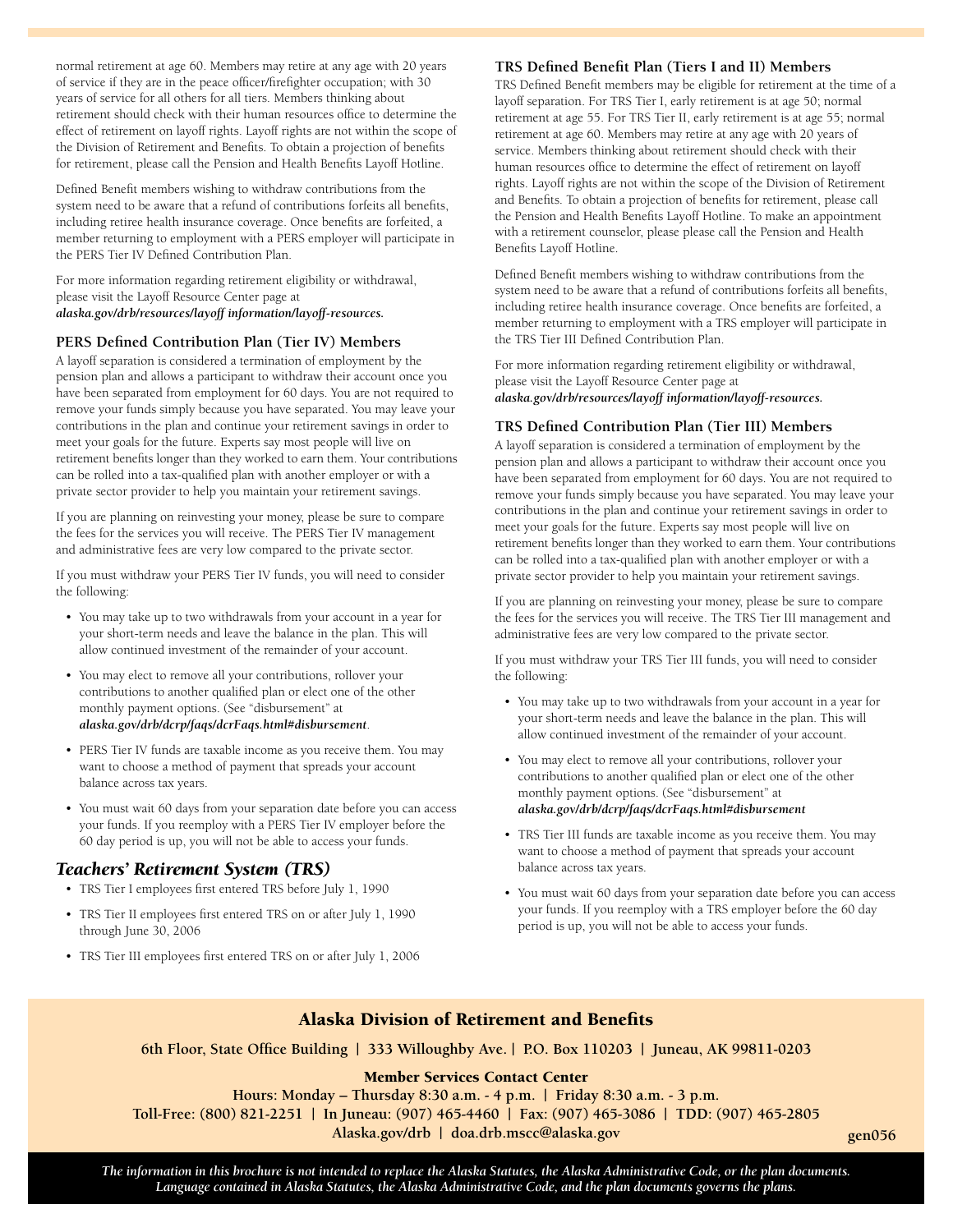normal retirement at age 60. Members may retire at any age with 20 years of service if they are in the peace officer/firefighter occupation; with 30 years of service for all others for all tiers. Members thinking about retirement should check with their human resources office to determine the effect of retirement on layoff rights. Layoff rights are not within the scope of the Division of Retirement and Benefits. To obtain a projection of benefits for retirement, please call the Pension and Health Benefits Layoff Hotline.

Defined Benefit members wishing to withdraw contributions from the system need to be aware that a refund of contributions forfeits all benefits, including retiree health insurance coverage. Once benefits are forfeited, a member returning to employment with a PERS employer will participate in the PERS Tier IV Defined Contribution Plan.

For more information regarding retirement eligibility or withdrawal, please visit the Layoff Resource Center page at ***alaska.gov/drb/resources/layoff information/layoff-resources.***

### PERS Defined Contribution Plan (Tier IV) Members

A layoff separation is considered a termination of employment by the pension plan and allows a participant to withdraw their account once you have been separated from employment for 60 days. You are not required to remove your funds simply because you have separated. You may leave your contributions in the plan and continue your retirement savings in order to meet your goals for the future. Experts say most people will live on retirement benefits longer than they worked to earn them. Your contributions can be rolled into a tax-qualified plan with another employer or with a private sector provider to help you maintain your retirement savings.

If you are planning on reinvesting your money, please be sure to compare the fees for the services you will receive. The PERS Tier IV management and administrative fees are very low compared to the private sector.

If you must withdraw your PERS Tier IV funds, you will need to consider the following:

- You may take up to two withdrawals from your account in a year for your short-term needs and leave the balance in the plan. This will allow continued investment of the remainder of your account.
- You may elect to remove all your contributions, rollover your contributions to another qualified plan or elect one of the other monthly payment options. (See "disbursement" at ***alaska.gov/drb/dcrp/faqs/dcrFaqs.html#disbursement***.
- PERS Tier IV funds are taxable income as you receive them. You may want to choose a method of payment that spreads your account balance across tax years.
- You must wait 60 days from your separation date before you can access your funds. If you reemploy with a PERS Tier IV employer before the 60 day period is up, you will not be able to access your funds.

## *Teachers' Retirement System (TRS)*

- TRS Tier I employees first entered TRS before July 1, 1990
- TRS Tier II employees first entered TRS on or after July 1, 1990 through June 30, 2006
- TRS Tier III employees first entered TRS on or after July 1, 2006

### TRS Defined Benefit Plan (Tiers I and II) Members

TRS Defined Benefit members may be eligible for retirement at the time of a layoff separation. For TRS Tier I, early retirement is at age 50; normal retirement at age 55. For TRS Tier II, early retirement is at age 55; normal retirement at age 60. Members may retire at any age with 20 years of service. Members thinking about retirement should check with their human resources office to determine the effect of retirement on layoff rights. Layoff rights are not within the scope of the Division of Retirement and Benefits. To obtain a projection of benefits for retirement, please call the Pension and Health Benefits Layoff Hotline. To make an appointment with a retirement counselor, please please call the Pension and Health Benefits Layoff Hotline.

Defined Benefit members wishing to withdraw contributions from the system need to be aware that a refund of contributions forfeits all benefits, including retiree health insurance coverage. Once benefits are forfeited, a member returning to employment with a TRS employer will participate in the TRS Tier III Defined Contribution Plan.

For more information regarding retirement eligibility or withdrawal, please visit the Layoff Resource Center page at ***alaska.gov/drb/resources/layoff information/layoff-resources.***

### TRS Defined Contribution Plan (Tier III) Members

A layoff separation is considered a termination of employment by the pension plan and allows a participant to withdraw their account once you have been separated from employment for 60 days. You are not required to remove your funds simply because you have separated. You may leave your contributions in the plan and continue your retirement savings in order to meet your goals for the future. Experts say most people will live on retirement benefits longer than they worked to earn them. Your contributions can be rolled into a tax-qualified plan with another employer or with a private sector provider to help you maintain your retirement savings.

If you are planning on reinvesting your money, please be sure to compare the fees for the services you will receive. The TRS Tier III management and administrative fees are very low compared to the private sector.

If you must withdraw your TRS Tier III funds, you will need to consider the following:

- You may take up to two withdrawals from your account in a year for your short-term needs and leave the balance in the plan. This will allow continued investment of the remainder of your account.
- You may elect to remove all your contributions, rollover your contributions to another qualified plan or elect one of the other monthly payment options. (See "disbursement" at ***alaska.gov/drb/dcrp/faqs/dcrFaqs.html#disbursement***
- TRS Tier III funds are taxable income as you receive them. You may want to choose a method of payment that spreads your account balance across tax years.
- You must wait 60 days from your separation date before you can access your funds. If you reemploy with a TRS employer before the 60 day period is up, you will not be able to access your funds.

## Alaska Division of Retirement and Benefits

**6th Floor, State Office Building | 333 Willoughby Ave. | P.O. Box 110203 | Juneau, AK 99811-0203**

**Member Services Contact Center**

**Hours: Monday – Thursday 8:30 a.m. - 4 p.m. | Friday 8:30 a.m. - 3 p.m.**

**Toll-Free: (800) 821-2251 | In Juneau: (907) 465-4460 | Fax: (907) 465-3086 | TDD: (907) 465-2805**

**Alaska.gov/drb | doa.drb.mscc@alaska.gov**

**gen056**

***The information in this brochure is not intended to replace the Alaska Statutes, the Alaska Administrative Code, or the plan documents. Language contained in Alaska Statutes, the Alaska Administrative Code, and the plan documents governs the plans.***